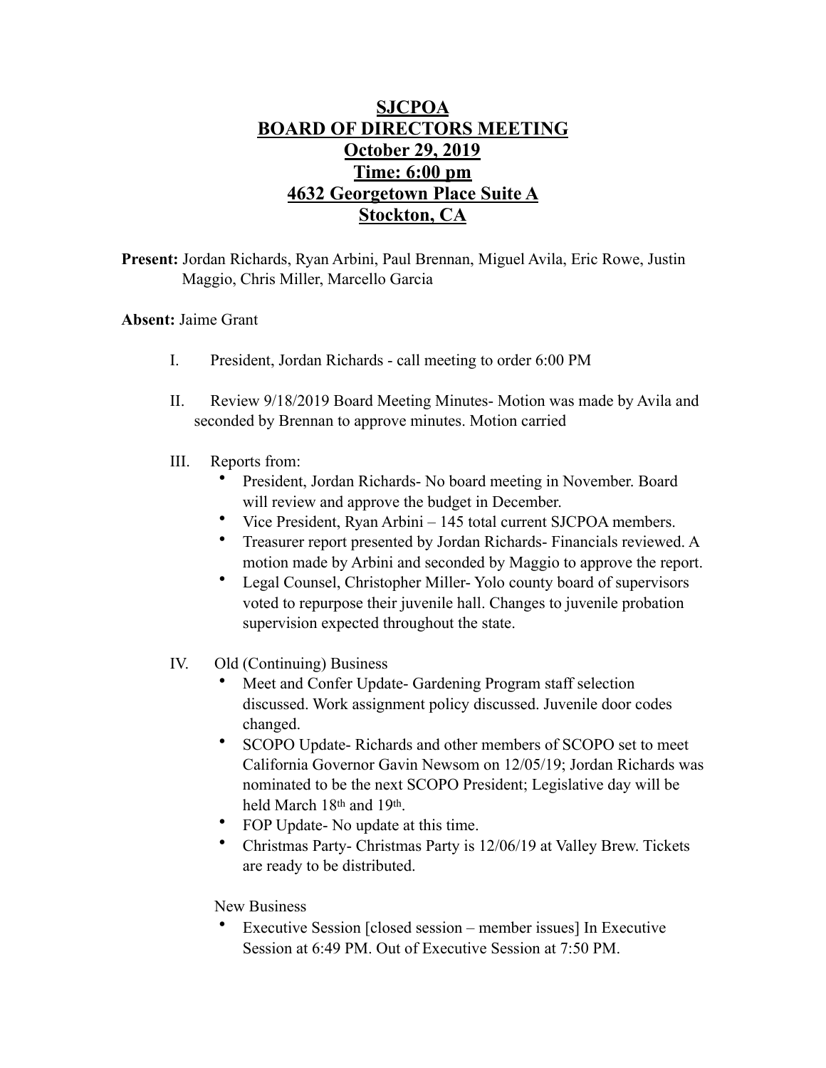# SJCPOA
# BOARD OF DIRECTORS MEETING
## October 29, 2019
## Time: 6:00 pm
## 4632 Georgetown Place Suite A
## Stockton, CA

**Present:** Jordan Richards, Ryan Arbini, Paul Brennan, Miguel Avila, Eric Rowe, Justin Maggio, Chris Miller, Marcello Garcia

**Absent:** Jaime Grant

I. President, Jordan Richards - call meeting to order 6:00 PM

II. Review 9/18/2019 Board Meeting Minutes- Motion was made by Avila and seconded by Brennan to approve minutes. Motion carried

III. Reports from:
- President, Jordan Richards- No board meeting in November. Board will review and approve the budget in December.
- Vice President, Ryan Arbini – 145 total current SJCPOA members.
- Treasurer report presented by Jordan Richards- Financials reviewed. A motion made by Arbini and seconded by Maggio to approve the report.
- Legal Counsel, Christopher Miller- Yolo county board of supervisors voted to repurpose their juvenile hall. Changes to juvenile probation supervision expected throughout the state.

IV. Old (Continuing) Business
- Meet and Confer Update- Gardening Program staff selection discussed. Work assignment policy discussed. Juvenile door codes changed.
- SCOPO Update- Richards and other members of SCOPO set to meet California Governor Gavin Newsom on 12/05/19; Jordan Richards was nominated to be the next SCOPO President; Legislative day will be held March 18th and 19th.
- FOP Update- No update at this time.
- Christmas Party- Christmas Party is 12/06/19 at Valley Brew. Tickets are ready to be distributed.

New Business
- Executive Session [closed session – member issues] In Executive Session at 6:49 PM. Out of Executive Session at 7:50 PM.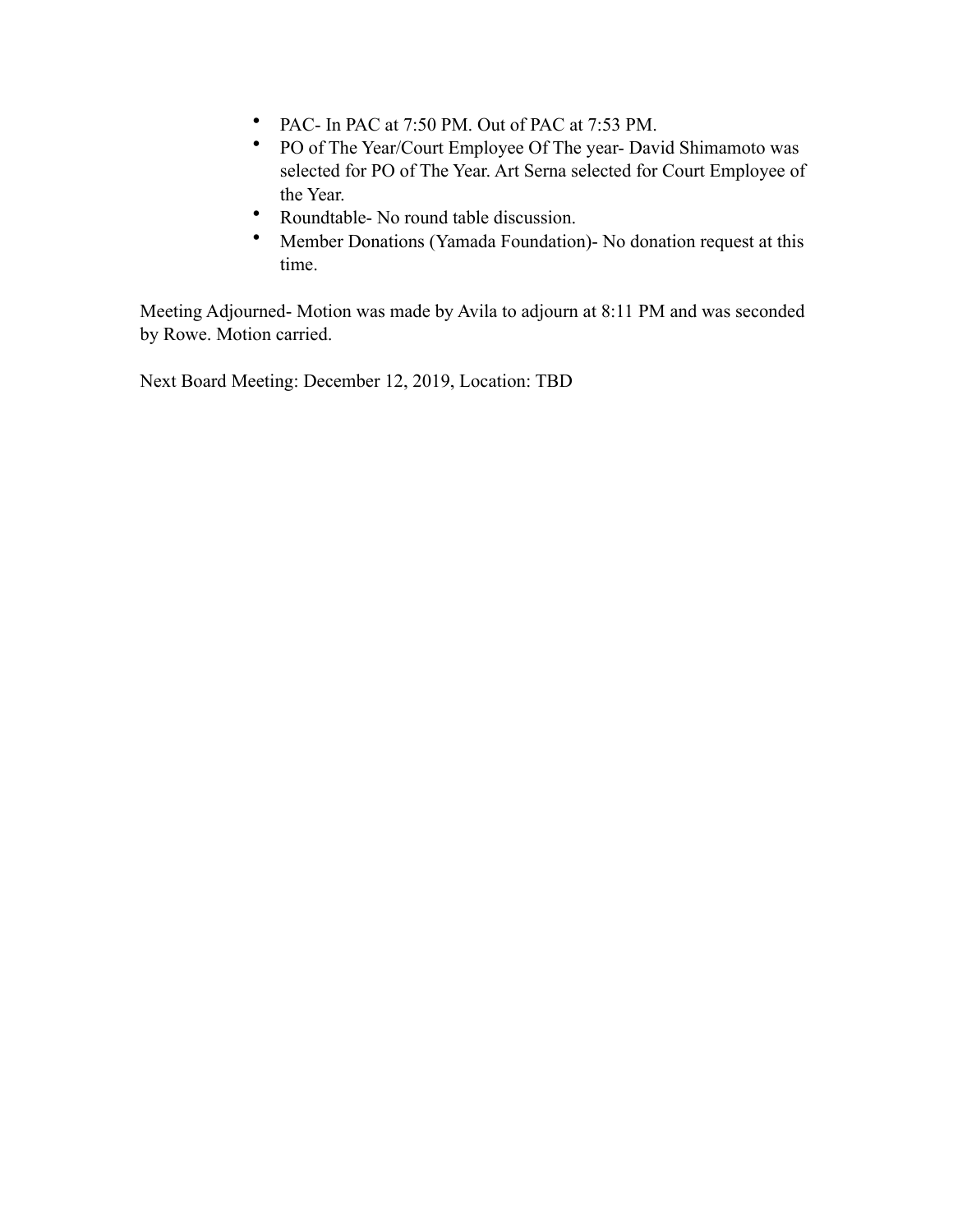- PAC- In PAC at 7:50 PM. Out of PAC at 7:53 PM.
- PO of The Year/Court Employee Of The year- David Shimamoto was selected for PO of The Year. Art Serna selected for Court Employee of the Year.
- Roundtable- No round table discussion.
- Member Donations (Yamada Foundation)- No donation request at this time.

Meeting Adjourned- Motion was made by Avila to adjourn at 8:11 PM and was seconded by Rowe. Motion carried.

Next Board Meeting: December 12, 2019, Location: TBD